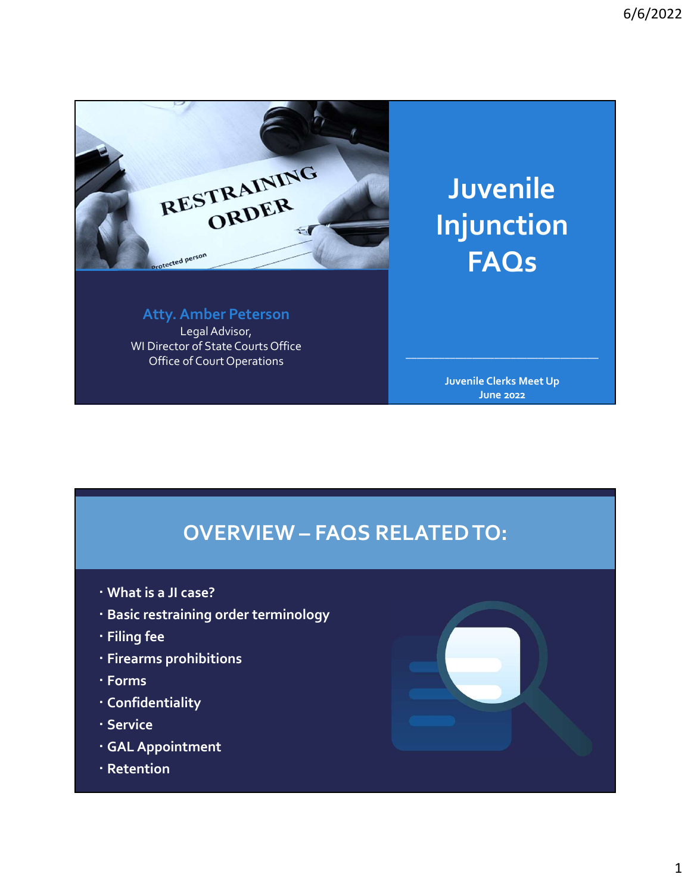# Juvenile Injunction FAQs

**Atty. Amber Peterson**
Legal Advisor,
WI Director of State Courts Office
Office of Court Operations

**Juvenile Clerks Meet Up**
**June 2022**

## OVERVIEW – FAQS RELATED TO:

- What is a JI case?
- Basic restraining order terminology
- Filing fee
- Firearms prohibitions
- Forms
- Confidentiality
- Service
- GAL Appointment
- Retention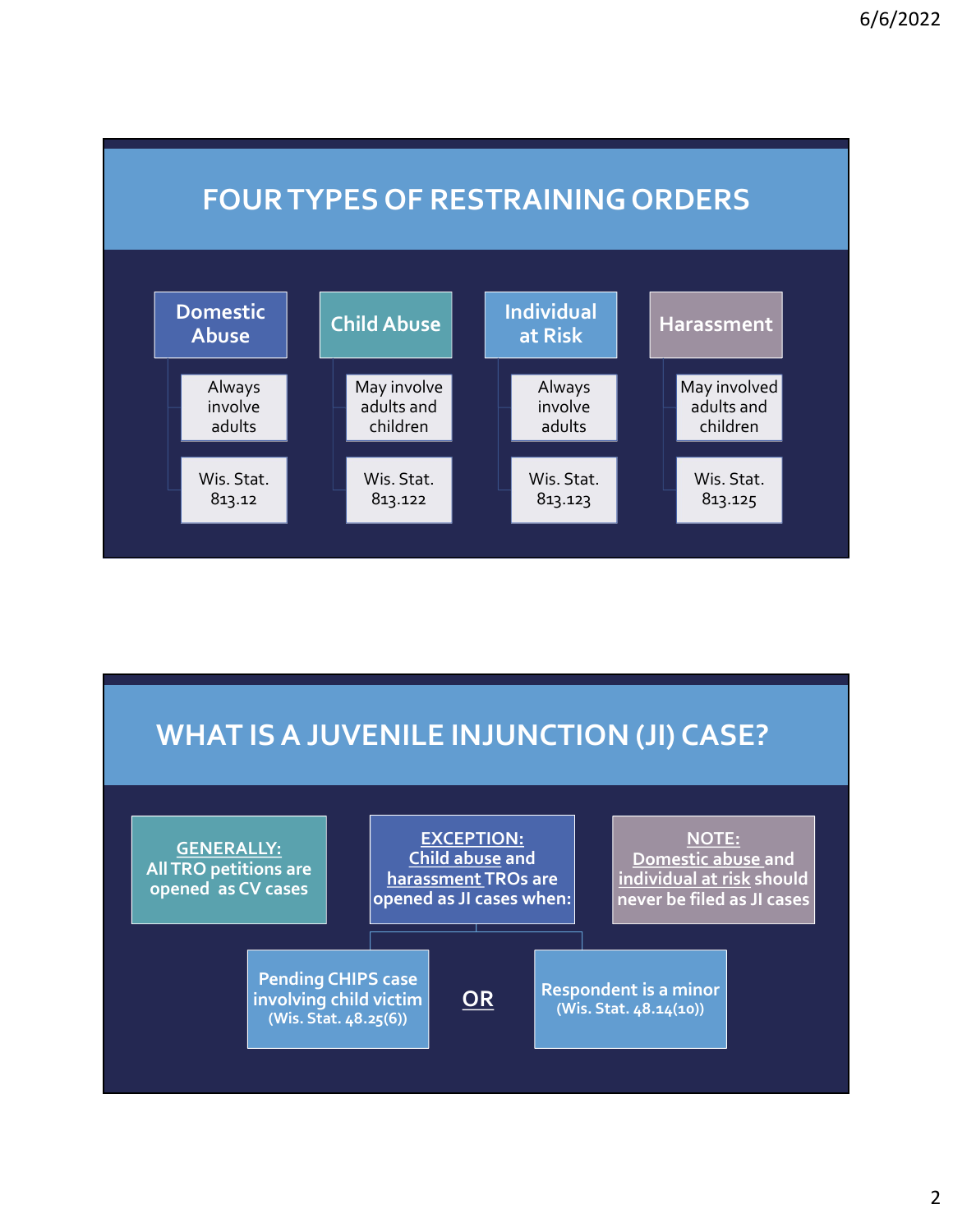# FOUR TYPES OF RESTRAINING ORDERS

| Domestic Abuse | Child Abuse | Individual at Risk | Harassment |
|---|---|---|---|
| Always involve adults | May involve adults and children | Always involve adults | May involved adults and children |
| Wis. Stat. 813.12 | Wis. Stat. 813.122 | Wis. Stat. 813.123 | Wis. Stat. 813.125 |

# WHAT IS A JUVENILE INJUNCTION (JI) CASE?

**GENERALLY:** All TRO petitions are opened as CV cases

**EXCEPTION:** Child abuse and harassment TROs are opened as JI cases when:

- Pending CHIPS case involving child victim (Wis. Stat. 48.25(6))

**OR**

- Respondent is a minor (Wis. Stat. 48.14(10))

**NOTE:** Domestic abuse and individual at risk should never be filed as JI cases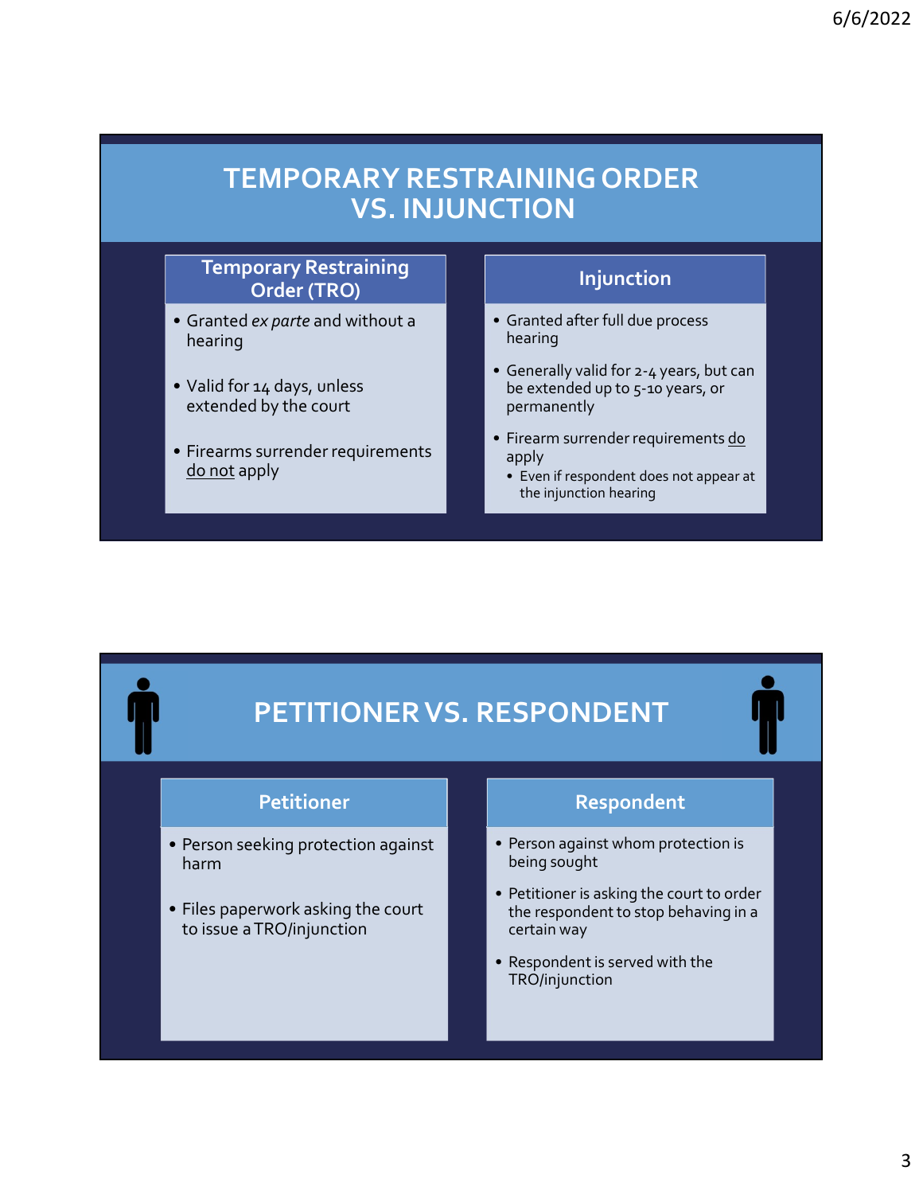# TEMPORARY RESTRAINING ORDER VS. INJUNCTION

## Temporary Restraining Order (TRO)

- Granted *ex parte* and without a hearing
- Valid for 14 days, unless extended by the court
- Firearms surrender requirements <u>do not</u> apply

## Injunction

- Granted after full due process hearing
- Generally valid for 2-4 years, but can be extended up to 5-10 years, or permanently
- Firearm surrender requirements <u>do</u> apply
  - Even if respondent does not appear at the injunction hearing

# PETITIONER VS. RESPONDENT

## Petitioner

- Person seeking protection against harm
- Files paperwork asking the court to issue a TRO/injunction

## Respondent

- Person against whom protection is being sought
- Petitioner is asking the court to order the respondent to stop behaving in a certain way
- Respondent is served with the TRO/injunction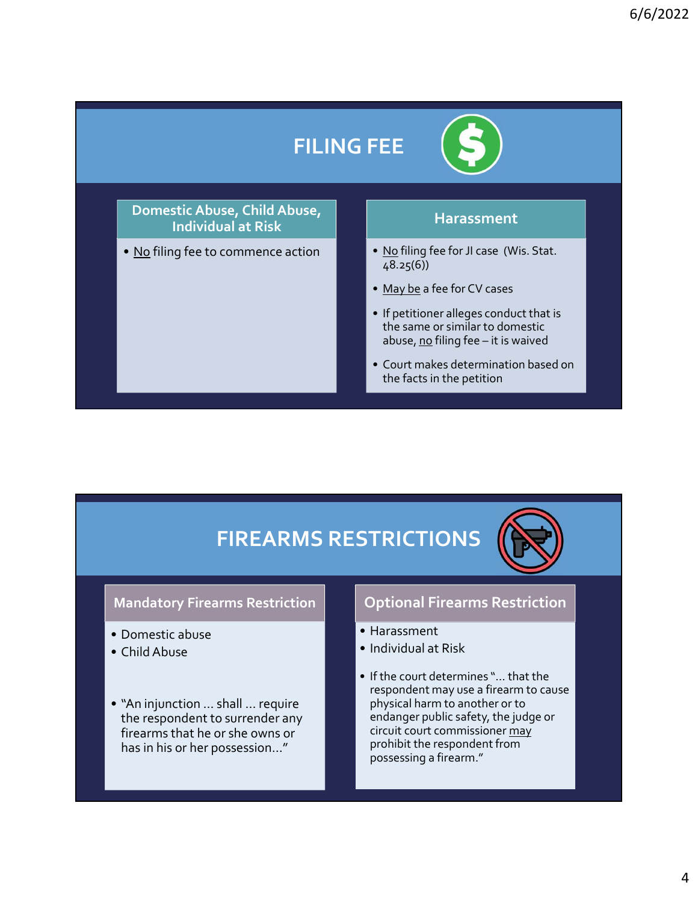## FILING FEE

### Domestic Abuse, Child Abuse, Individual at Risk

- No filing fee to commence action

### Harassment

- No filing fee for JI case (Wis. Stat. 48.25(6))
- May be a fee for CV cases
- If petitioner alleges conduct that is the same or similar to domestic abuse, no filing fee – it is waived
- Court makes determination based on the facts in the petition

## FIREARMS RESTRICTIONS

### Mandatory Firearms Restriction

- Domestic abuse
- Child Abuse
- "An injunction … shall … require the respondent to surrender any firearms that he or she owns or has in his or her possession…"

### Optional Firearms Restriction

- Harassment
- Individual at Risk
- If the court determines "… that the respondent may use a firearm to cause physical harm to another or to endanger public safety, the judge or circuit court commissioner may prohibit the respondent from possessing a firearm."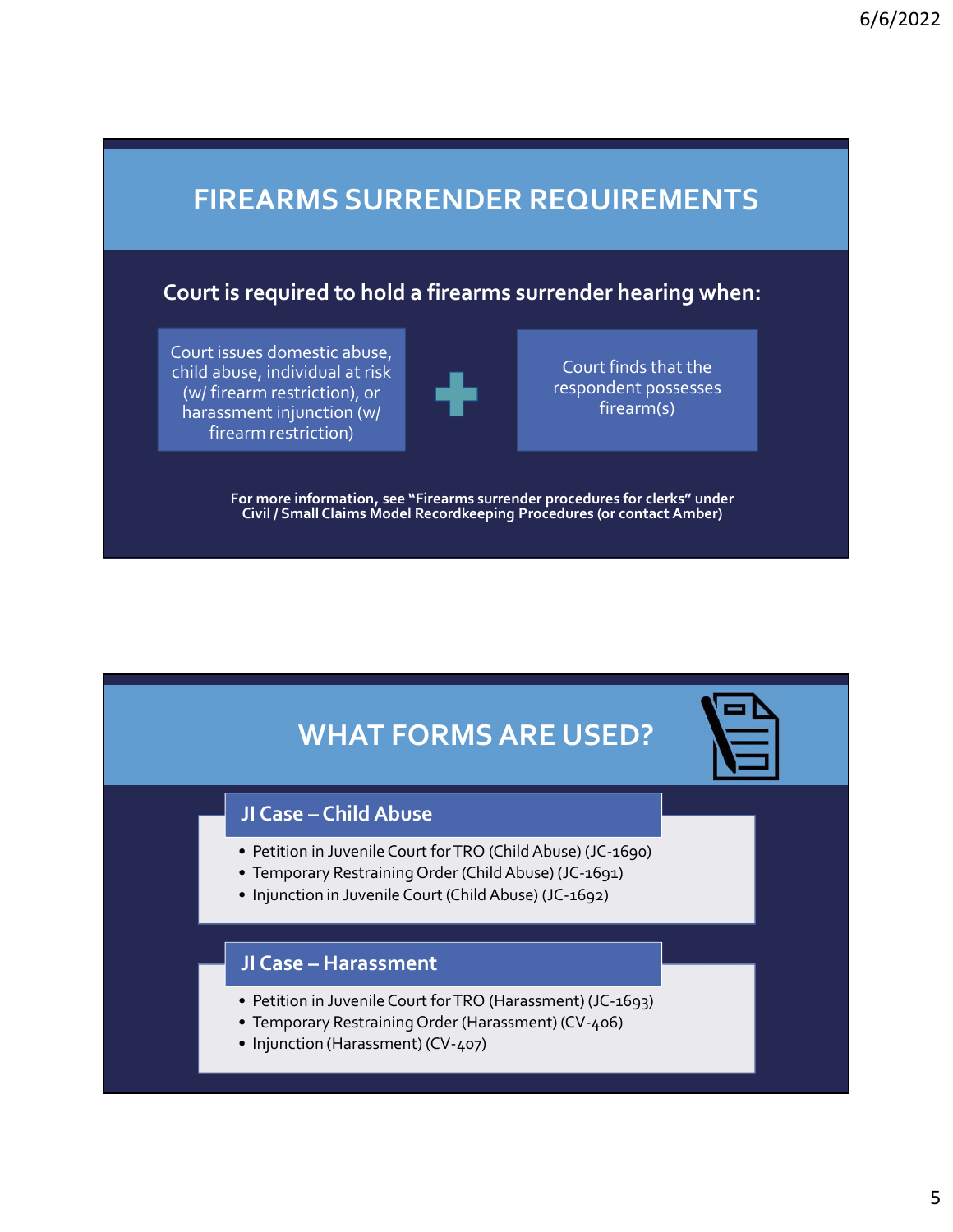## FIREARMS SURRENDER REQUIREMENTS

**Court is required to hold a firearms surrender hearing when:**

Court issues domestic abuse, child abuse, individual at risk (w/ firearm restriction), or harassment injunction (w/ firearm restriction)

+

Court finds that the respondent possesses firearm(s)

**For more information, see "Firearms surrender procedures for clerks" under Civil / Small Claims Model Recordkeeping Procedures (or contact Amber)**

## WHAT FORMS ARE USED?

### JI Case – Child Abuse

- Petition in Juvenile Court for TRO (Child Abuse) (JC-1690)
- Temporary Restraining Order (Child Abuse) (JC-1691)
- Injunction in Juvenile Court (Child Abuse) (JC-1692)

### JI Case – Harassment

- Petition in Juvenile Court for TRO (Harassment) (JC-1693)
- Temporary Restraining Order (Harassment) (CV-406)
- Injunction (Harassment) (CV-407)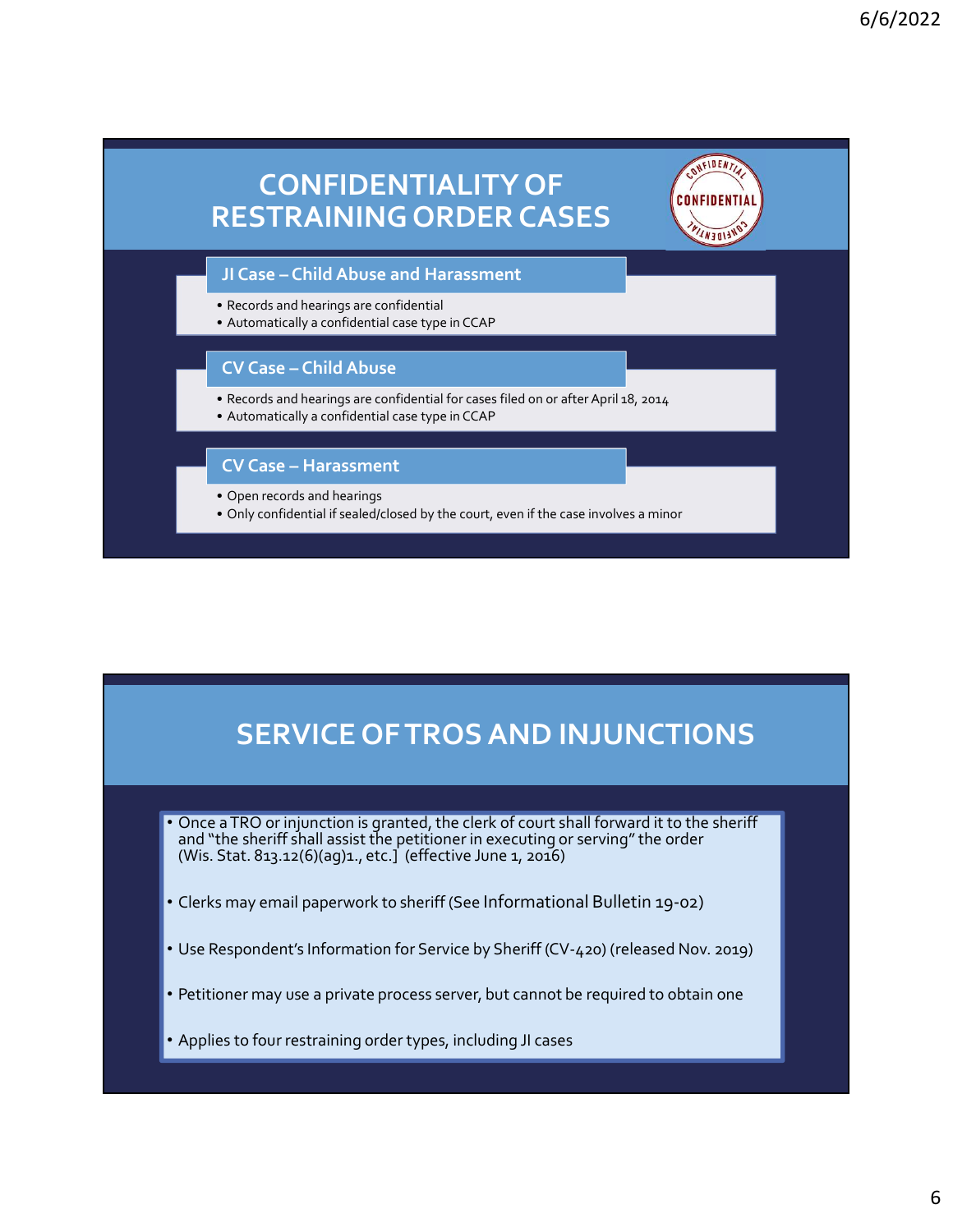# CONFIDENTIALITY OF RESTRAINING ORDER CASES

### JI Case – Child Abuse and Harassment

- Records and hearings are confidential
- Automatically a confidential case type in CCAP

### CV Case – Child Abuse

- Records and hearings are confidential for cases filed on or after April 18, 2014
- Automatically a confidential case type in CCAP

### CV Case – Harassment

- Open records and hearings
- Only confidential if sealed/closed by the court, even if the case involves a minor

# SERVICE OF TROS AND INJUNCTIONS

- Once a TRO or injunction is granted, the clerk of court shall forward it to the sheriff and "the sheriff shall assist the petitioner in executing or serving" the order (Wis. Stat. 813.12(6)(ag)1., etc.] (effective June 1, 2016)
- Clerks may email paperwork to sheriff (See Informational Bulletin 19-02)
- Use Respondent's Information for Service by Sheriff (CV-420) (released Nov. 2019)
- Petitioner may use a private process server, but cannot be required to obtain one
- Applies to four restraining order types, including JI cases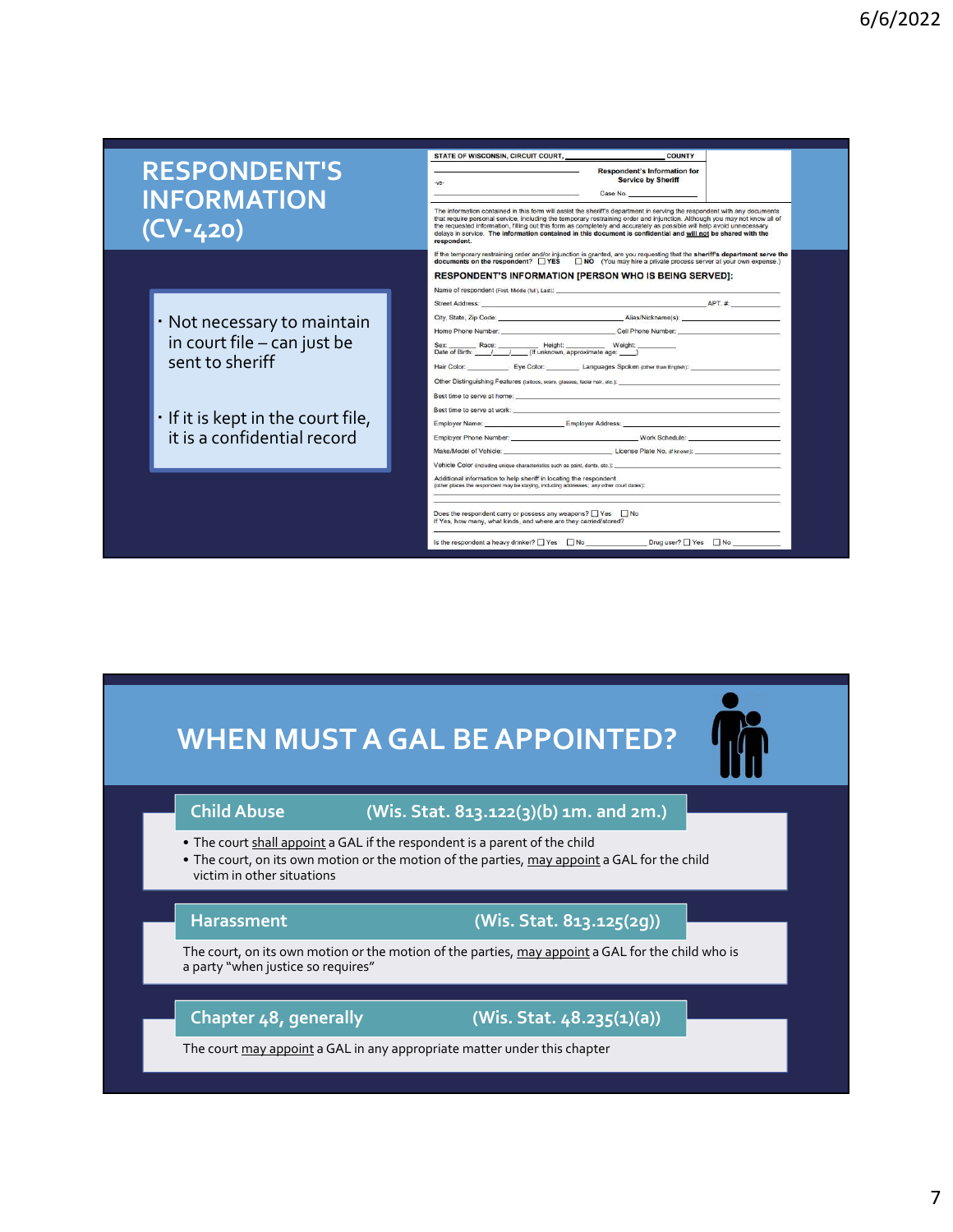## RESPONDENT'S INFORMATION (CV-420)

- Not necessary to maintain in court file – can just be sent to sheriff
- If it is kept in the court file, it is a confidential record

STATE OF WISCONSIN, CIRCUIT COURT, ____________ COUNTY

-vs-

Respondent's Information for Service by Sheriff

Case No. ____________

The information contained in this form will assist the sheriff's department in serving the respondent with any documents that require personal service, including the temporary restraining order and injunction. Although you may not know all of the requested information, filling out this form as completely and accurately as possible will help avoid unnecessary delays in service. **The information contained in this document is confidential and will not be shared with the respondent.**

If the temporary restraining order and/or injunction is granted, are you requesting that the sheriff's department serve the documents on the respondent? ☐ YES ☐ NO (You may hire a private process server at your own expense.)

**RESPONDENT'S INFORMATION [PERSON WHO IS BEING SERVED]:**

Name of respondent (First, Middle (full), Last): ____________

Street Address: ____________ APT. #: ____

City, State, Zip Code: ____________ Alias/Nickname(s): ____________

Home Phone Number: ____________ Cell Phone Number: ____________

Sex: ____ Race: ____ Height: ____ Weight: ____
Date of Birth: ___/___/___ (If unknown, approximate age: ____)

Hair Color: ____ Eye Color: ____ Languages Spoken (other than English): ____________

Other Distinguishing Features (tattoos, scars, glasses, facial hair, etc.): ____________

Best time to serve at home: ____________

Best time to serve at work: ____________

Employer Name: ____________ Employer Address: ____________

Employer Phone Number: ____________ Work Schedule: ____________

Make/Model of Vehicle: ____________ License Plate No. (if known): ____________

Vehicle Color (including unique characteristics such as paint, dents, etc.): ____________

Additional information to help sheriff in locating the respondent
(other places the respondent may be staying, including addresses; any other court dates): ____________

Does the respondent carry or possess any weapons? ☐ Yes ☐ No
If Yes, how many, what kinds, and where are they carried/stored?

Is the respondent a heavy drinker? ☐ Yes ☐ No ____________ Drug user? ☐ Yes ☐ No ____________

## WHEN MUST A GAL BE APPOINTED?

### Child Abuse (Wis. Stat. 813.122(3)(b) 1m. and 2m.)

- The court shall appoint a GAL if the respondent is a parent of the child
- The court, on its own motion or the motion of the parties, may appoint a GAL for the child victim in other situations

### Harassment (Wis. Stat. 813.125(2g))

The court, on its own motion or the motion of the parties, may appoint a GAL for the child who is a party "when justice so requires"

### Chapter 48, generally (Wis. Stat. 48.235(1)(a))

The court may appoint a GAL in any appropriate matter under this chapter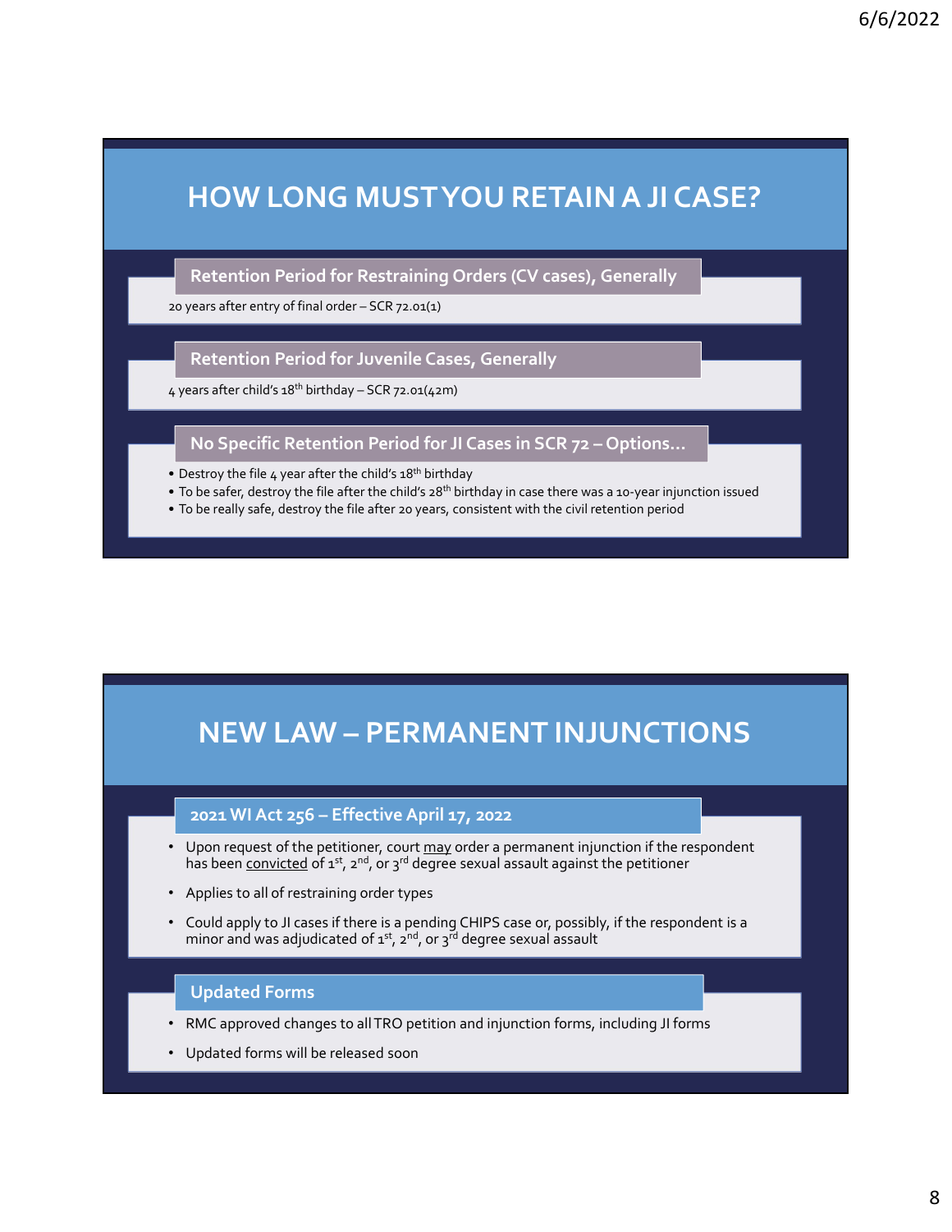# HOW LONG MUST YOU RETAIN A JI CASE?

### Retention Period for Restraining Orders (CV cases), Generally

20 years after entry of final order – SCR 72.01(1)

### Retention Period for Juvenile Cases, Generally

4 years after child's 18th birthday – SCR 72.01(42m)

### No Specific Retention Period for JI Cases in SCR 72 – Options…

- Destroy the file 4 year after the child's 18th birthday
- To be safer, destroy the file after the child's 28th birthday in case there was a 10-year injunction issued
- To be really safe, destroy the file after 20 years, consistent with the civil retention period

# NEW LAW – PERMANENT INJUNCTIONS

### 2021 WI Act 256 – Effective April 17, 2022

- Upon request of the petitioner, court may order a permanent injunction if the respondent has been convicted of 1st, 2nd, or 3rd degree sexual assault against the petitioner
- Applies to all of restraining order types
- Could apply to JI cases if there is a pending CHIPS case or, possibly, if the respondent is a minor and was adjudicated of 1st, 2nd, or 3rd degree sexual assault

### Updated Forms

- RMC approved changes to all TRO petition and injunction forms, including JI forms
- Updated forms will be released soon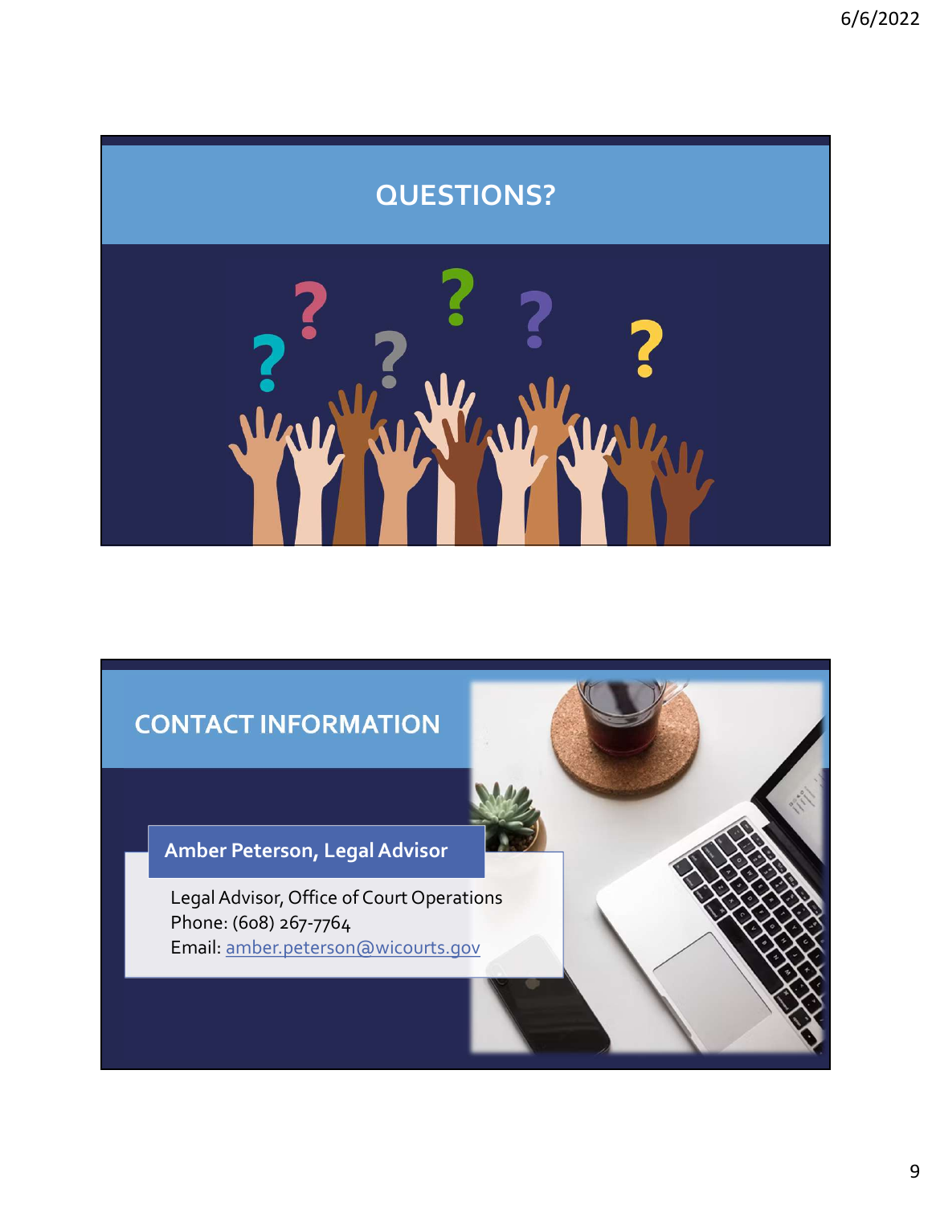# QUESTIONS?

# CONTACT INFORMATION

**Amber Peterson, Legal Advisor**

Legal Advisor, Office of Court Operations
Phone: (608) 267-7764
Email: amber.peterson@wicourts.gov